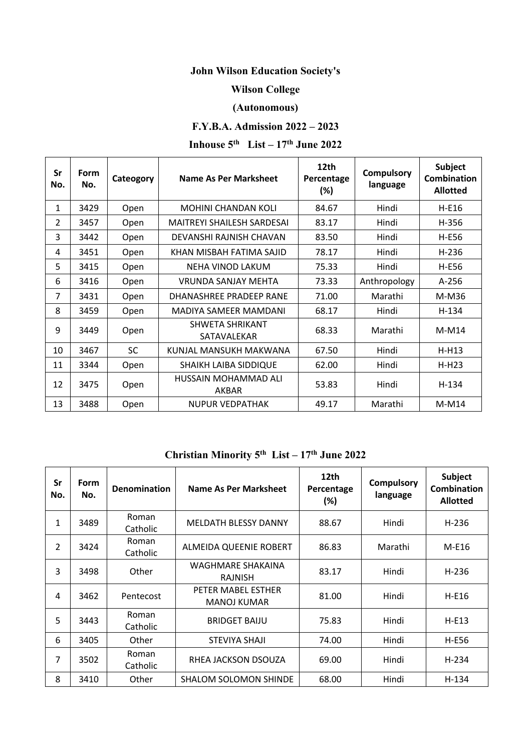# John Wilson Education Society's

# Wilson College

# (Autonomous)

## F.Y.B.A. Admission 2022 – 2023

### Inhouse 5th List – 17th June 2022

| Sr No. | Form No. | Cateogory | Name As Per Marksheet | 12th Percentage (%) | Compulsory language | Subject Combination Allotted |
|---|---|---|---|---|---|---|
| 1 | 3429 | Open | MOHINI CHANDAN KOLI | 84.67 | Hindi | H-E16 |
| 2 | 3457 | Open | MAITREYI SHAILESH SARDESAI | 83.17 | Hindi | H-356 |
| 3 | 3442 | Open | DEVANSHI RAJNISH CHAVAN | 83.50 | Hindi | H-E56 |
| 4 | 3451 | Open | KHAN MISBAH FATIMA SAJID | 78.17 | Hindi | H-236 |
| 5 | 3415 | Open | NEHA VINOD LAKUM | 75.33 | Hindi | H-E56 |
| 6 | 3416 | Open | VRUNDA SANJAY MEHTA | 73.33 | Anthropology | A-256 |
| 7 | 3431 | Open | DHANASHREE PRADEEP RANE | 71.00 | Marathi | M-M36 |
| 8 | 3459 | Open | MADIYA SAMEER MAMDANI | 68.17 | Hindi | H-134 |
| 9 | 3449 | Open | SHWETA SHRIKANT SATAVALEKAR | 68.33 | Marathi | M-M14 |
| 10 | 3467 | SC | KUNJAL MANSUKH MAKWANA | 67.50 | Hindi | H-H13 |
| 11 | 3344 | Open | SHAIKH LAIBA SIDDIQUE | 62.00 | Hindi | H-H23 |
| 12 | 3475 | Open | HUSSAIN MOHAMMAD ALI AKBAR | 53.83 | Hindi | H-134 |
| 13 | 3488 | Open | NUPUR VEDPATHAK | 49.17 | Marathi | M-M14 |

### Christian Minority 5th List – 17th June 2022

| Sr No. | Form No. | Denomination | Name As Per Marksheet | 12th Percentage (%) | Compulsory language | Subject Combination Allotted |
|---|---|---|---|---|---|---|
| 1 | 3489 | Roman Catholic | MELDATH BLESSY DANNY | 88.67 | Hindi | H-236 |
| 2 | 3424 | Roman Catholic | ALMEIDA QUEENIE ROBERT | 86.83 | Marathi | M-E16 |
| 3 | 3498 | Other | WAGHMARE SHAKAINA RAJNISH | 83.17 | Hindi | H-236 |
| 4 | 3462 | Pentecost | PETER MABEL ESTHER MANOJ KUMAR | 81.00 | Hindi | H-E16 |
| 5 | 3443 | Roman Catholic | BRIDGET BAIJU | 75.83 | Hindi | H-E13 |
| 6 | 3405 | Other | STEVIYA SHAJI | 74.00 | Hindi | H-E56 |
| 7 | 3502 | Roman Catholic | RHEA JACKSON DSOUZA | 69.00 | Hindi | H-234 |
| 8 | 3410 | Other | SHALOM SOLOMON SHINDE | 68.00 | Hindi | H-134 |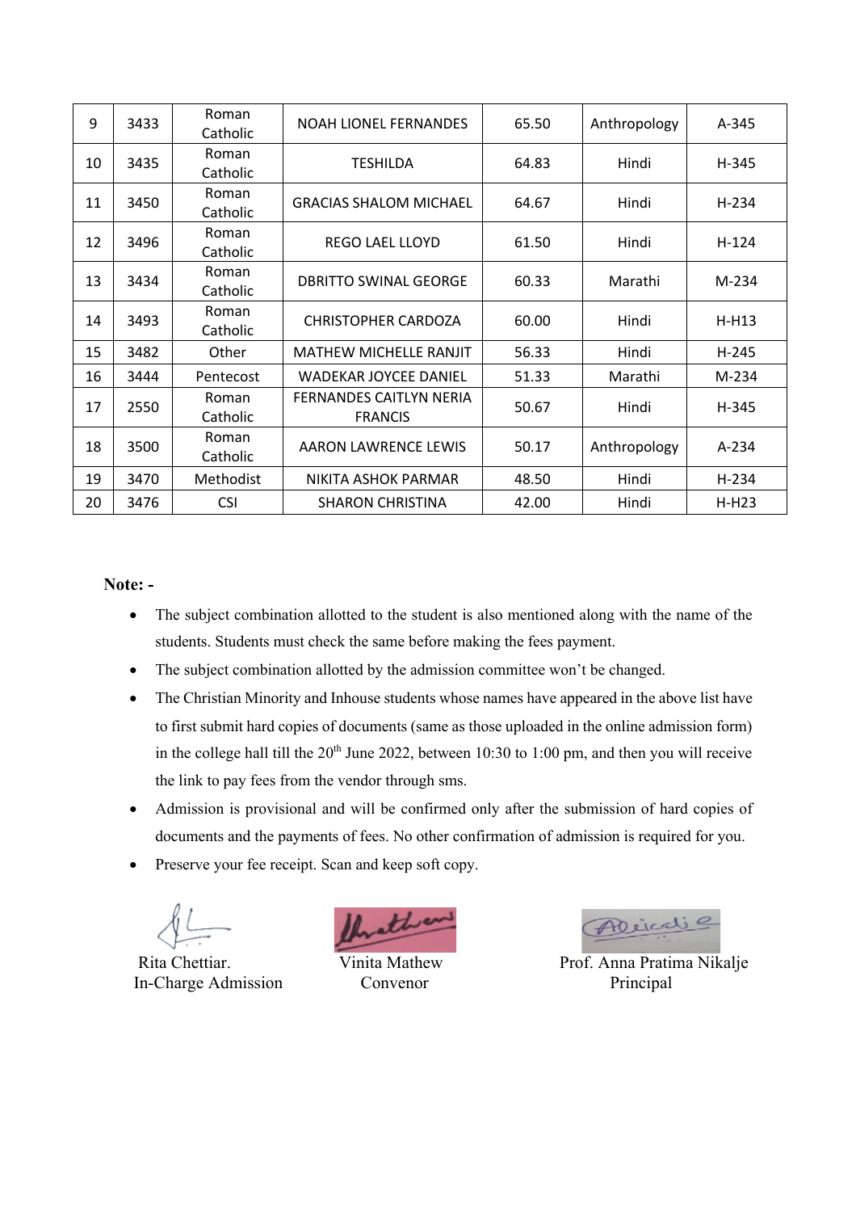| | | | | | | |
|---|---|---|---|---|---|---|
| 9 | 3433 | Roman Catholic | NOAH LIONEL FERNANDES | 65.50 | Anthropology | A-345 |
| 10 | 3435 | Roman Catholic | TESHILDA | 64.83 | Hindi | H-345 |
| 11 | 3450 | Roman Catholic | GRACIAS SHALOM MICHAEL | 64.67 | Hindi | H-234 |
| 12 | 3496 | Roman Catholic | REGO LAEL LLOYD | 61.50 | Hindi | H-124 |
| 13 | 3434 | Roman Catholic | DBRITTO SWINAL GEORGE | 60.33 | Marathi | M-234 |
| 14 | 3493 | Roman Catholic | CHRISTOPHER CARDOZA | 60.00 | Hindi | H-H13 |
| 15 | 3482 | Other | MATHEW MICHELLE RANJIT | 56.33 | Hindi | H-245 |
| 16 | 3444 | Pentecost | WADEKAR JOYCEE DANIEL | 51.33 | Marathi | M-234 |
| 17 | 2550 | Roman Catholic | FERNANDES CAITLYN NERIA FRANCIS | 50.67 | Hindi | H-345 |
| 18 | 3500 | Roman Catholic | AARON LAWRENCE LEWIS | 50.17 | Anthropology | A-234 |
| 19 | 3470 | Methodist | NIKITA ASHOK PARMAR | 48.50 | Hindi | H-234 |
| 20 | 3476 | CSI | SHARON CHRISTINA | 42.00 | Hindi | H-H23 |

**Note: -**

- The subject combination allotted to the student is also mentioned along with the name of the students. Students must check the same before making the fees payment.
- The subject combination allotted by the admission committee won't be changed.
- The Christian Minority and Inhouse students whose names have appeared in the above list have to first submit hard copies of documents (same as those uploaded in the online admission form) in the college hall till the 20th June 2022, between 10:30 to 1:00 pm, and then you will receive the link to pay fees from the vendor through sms.
- Admission is provisional and will be confirmed only after the submission of hard copies of documents and the payments of fees. No other confirmation of admission is required for you.
- Preserve your fee receipt. Scan and keep soft copy.

Rita Chettiar.
In-Charge Admission

Vinita Mathew
Convenor

Prof. Anna Pratima Nikalje
Principal